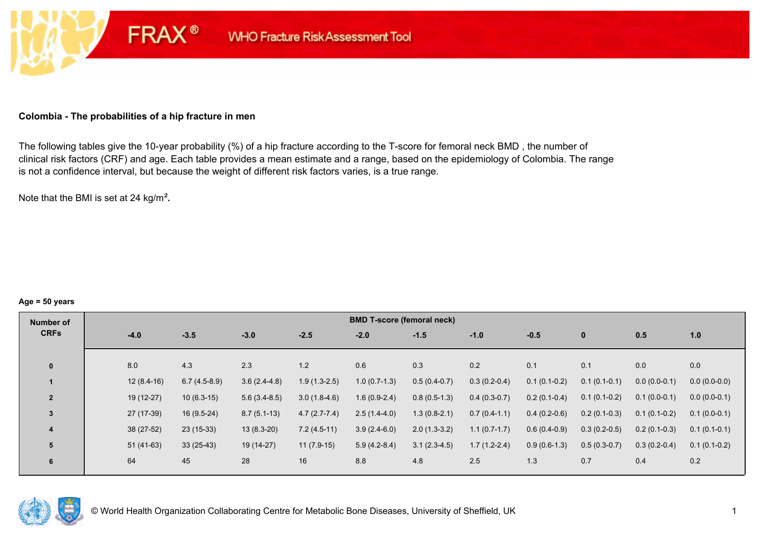FRAX® WHO Fracture Risk Assessment Tool

**Colombia - The probabilities of a hip fracture in men**

The following tables give the 10-year probability (%) of a hip fracture according to the T-score for femoral neck BMD , the number of clinical risk factors (CRF) and age. Each table provides a mean estimate and a range, based on the epidemiology of Colombia. The range is not a confidence interval, but because the weight of different risk factors varies, is a true range.

Note that the BMI is set at 24 kg/m².

**Age = 50 years**

| Number of CRFs | BMD T-score (femoral neck) | | | | | | | | | | |
|---|---|---|---|---|---|---|---|---|---|---|---|
| | -4.0 | -3.5 | -3.0 | -2.5 | -2.0 | -1.5 | -1.0 | -0.5 | 0 | 0.5 | 1.0 |
| 0 | 8.0 | 4.3 | 2.3 | 1.2 | 0.6 | 0.3 | 0.2 | 0.1 | 0.1 | 0.0 | 0.0 |
| 1 | 12 (8.4-16) | 6.7 (4.5-8.9) | 3.6 (2.4-4.8) | 1.9 (1.3-2.5) | 1.0 (0.7-1.3) | 0.5 (0.4-0.7) | 0.3 (0.2-0.4) | 0.1 (0.1-0.2) | 0.1 (0.1-0.1) | 0.0 (0.0-0.1) | 0.0 (0.0-0.0) |
| 2 | 19 (12-27) | 10 (6.3-15) | 5.6 (3.4-8.5) | 3.0 (1.8-4.6) | 1.6 (0.9-2.4) | 0.8 (0.5-1.3) | 0.4 (0.3-0.7) | 0.2 (0.1-0.4) | 0.1 (0.1-0.2) | 0.1 (0.0-0.1) | 0.0 (0.0-0.1) |
| 3 | 27 (17-39) | 16 (9.5-24) | 8.7 (5.1-13) | 4.7 (2.7-7.4) | 2.5 (1.4-4.0) | 1.3 (0.8-2.1) | 0.7 (0.4-1.1) | 0.4 (0.2-0.6) | 0.2 (0.1-0.3) | 0.1 (0.1-0.2) | 0.1 (0.0-0.1) |
| 4 | 38 (27-52) | 23 (15-33) | 13 (8.3-20) | 7.2 (4.5-11) | 3.9 (2.4-6.0) | 2.0 (1.3-3.2) | 1.1 (0.7-1.7) | 0.6 (0.4-0.9) | 0.3 (0.2-0.5) | 0.2 (0.1-0.3) | 0.1 (0.1-0.1) |
| 5 | 51 (41-63) | 33 (25-43) | 19 (14-27) | 11 (7.9-15) | 5.9 (4.2-8.4) | 3.1 (2.3-4.5) | 1.7 (1.2-2.4) | 0.9 (0.6-1.3) | 0.5 (0.3-0.7) | 0.3 (0.2-0.4) | 0.1 (0.1-0.2) |
| 6 | 64 | 45 | 28 | 16 | 8.8 | 4.8 | 2.5 | 1.3 | 0.7 | 0.4 | 0.2 |

© World Health Organization Collaborating Centre for Metabolic Bone Diseases, University of Sheffield, UK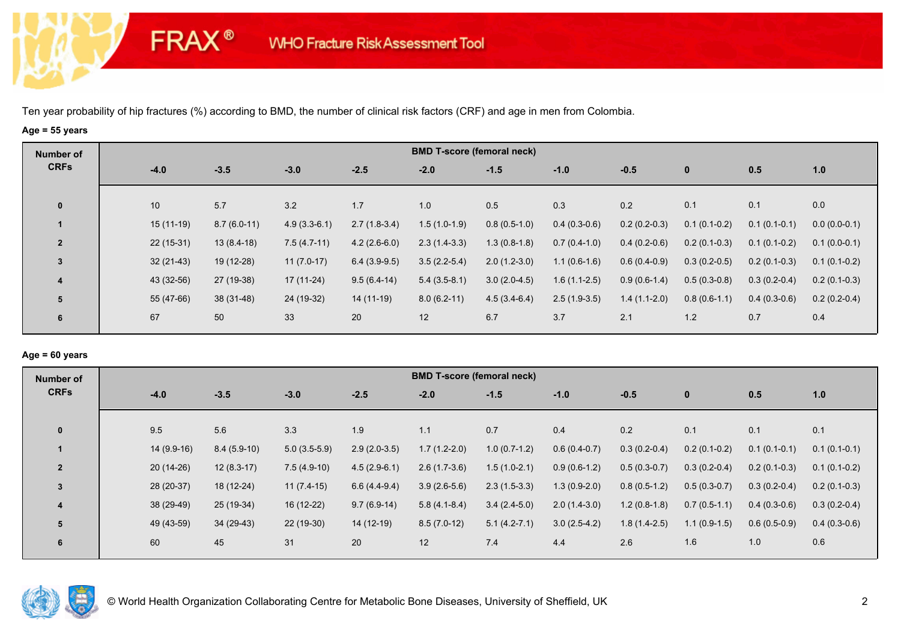Ten year probability of hip fractures (%) according to BMD, the number of clinical risk factors (CRF) and age in men from Colombia.

**Age = 55 years**

| Number of CRFs | BMD T-score (femoral neck) | | | | | | | | | | |
|---|---|---|---|---|---|---|---|---|---|---|---|
| | -4.0 | -3.5 | -3.0 | -2.5 | -2.0 | -1.5 | -1.0 | -0.5 | 0 | 0.5 | 1.0 |
| 0 | 10 | 5.7 | 3.2 | 1.7 | 1.0 | 0.5 | 0.3 | 0.2 | 0.1 | 0.1 | 0.0 |
| 1 | 15 (11-19) | 8.7 (6.0-11) | 4.9 (3.3-6.1) | 2.7 (1.8-3.4) | 1.5 (1.0-1.9) | 0.8 (0.5-1.0) | 0.4 (0.3-0.6) | 0.2 (0.2-0.3) | 0.1 (0.1-0.2) | 0.1 (0.1-0.1) | 0.0 (0.0-0.1) |
| 2 | 22 (15-31) | 13 (8.4-18) | 7.5 (4.7-11) | 4.2 (2.6-6.0) | 2.3 (1.4-3.3) | 1.3 (0.8-1.8) | 0.7 (0.4-1.0) | 0.4 (0.2-0.6) | 0.2 (0.1-0.3) | 0.1 (0.1-0.2) | 0.1 (0.0-0.1) |
| 3 | 32 (21-43) | 19 (12-28) | 11 (7.0-17) | 6.4 (3.9-9.5) | 3.5 (2.2-5.4) | 2.0 (1.2-3.0) | 1.1 (0.6-1.6) | 0.6 (0.4-0.9) | 0.3 (0.2-0.5) | 0.2 (0.1-0.3) | 0.1 (0.1-0.2) |
| 4 | 43 (32-56) | 27 (19-38) | 17 (11-24) | 9.5 (6.4-14) | 5.4 (3.5-8.1) | 3.0 (2.0-4.5) | 1.6 (1.1-2.5) | 0.9 (0.6-1.4) | 0.5 (0.3-0.8) | 0.3 (0.2-0.4) | 0.2 (0.1-0.3) |
| 5 | 55 (47-66) | 38 (31-48) | 24 (19-32) | 14 (11-19) | 8.0 (6.2-11) | 4.5 (3.4-6.4) | 2.5 (1.9-3.5) | 1.4 (1.1-2.0) | 0.8 (0.6-1.1) | 0.4 (0.3-0.6) | 0.2 (0.2-0.4) |
| 6 | 67 | 50 | 33 | 20 | 12 | 6.7 | 3.7 | 2.1 | 1.2 | 0.7 | 0.4 |

**Age = 60 years**

| Number of CRFs | BMD T-score (femoral neck) | | | | | | | | | | |
|---|---|---|---|---|---|---|---|---|---|---|---|
| | -4.0 | -3.5 | -3.0 | -2.5 | -2.0 | -1.5 | -1.0 | -0.5 | 0 | 0.5 | 1.0 |
| 0 | 9.5 | 5.6 | 3.3 | 1.9 | 1.1 | 0.7 | 0.4 | 0.2 | 0.1 | 0.1 | 0.1 |
| 1 | 14 (9.9-16) | 8.4 (5.9-10) | 5.0 (3.5-5.9) | 2.9 (2.0-3.5) | 1.7 (1.2-2.0) | 1.0 (0.7-1.2) | 0.6 (0.4-0.7) | 0.3 (0.2-0.4) | 0.2 (0.1-0.2) | 0.1 (0.1-0.1) | 0.1 (0.1-0.1) |
| 2 | 20 (14-26) | 12 (8.3-17) | 7.5 (4.9-10) | 4.5 (2.9-6.1) | 2.6 (1.7-3.6) | 1.5 (1.0-2.1) | 0.9 (0.6-1.2) | 0.5 (0.3-0.7) | 0.3 (0.2-0.4) | 0.2 (0.1-0.3) | 0.1 (0.1-0.2) |
| 3 | 28 (20-37) | 18 (12-24) | 11 (7.4-15) | 6.6 (4.4-9.4) | 3.9 (2.6-5.6) | 2.3 (1.5-3.3) | 1.3 (0.9-2.0) | 0.8 (0.5-1.2) | 0.5 (0.3-0.7) | 0.3 (0.2-0.4) | 0.2 (0.1-0.3) |
| 4 | 38 (29-49) | 25 (19-34) | 16 (12-22) | 9.7 (6.9-14) | 5.8 (4.1-8.4) | 3.4 (2.4-5.0) | 2.0 (1.4-3.0) | 1.2 (0.8-1.8) | 0.7 (0.5-1.1) | 0.4 (0.3-0.6) | 0.3 (0.2-0.4) |
| 5 | 49 (43-59) | 34 (29-43) | 22 (19-30) | 14 (12-19) | 8.5 (7.0-12) | 5.1 (4.2-7.1) | 3.0 (2.5-4.2) | 1.8 (1.4-2.5) | 1.1 (0.9-1.5) | 0.6 (0.5-0.9) | 0.4 (0.3-0.6) |
| 6 | 60 | 45 | 31 | 20 | 12 | 7.4 | 4.4 | 2.6 | 1.6 | 1.0 | 0.6 |

© World Health Organization Collaborating Centre for Metabolic Bone Diseases, University of Sheffield, UK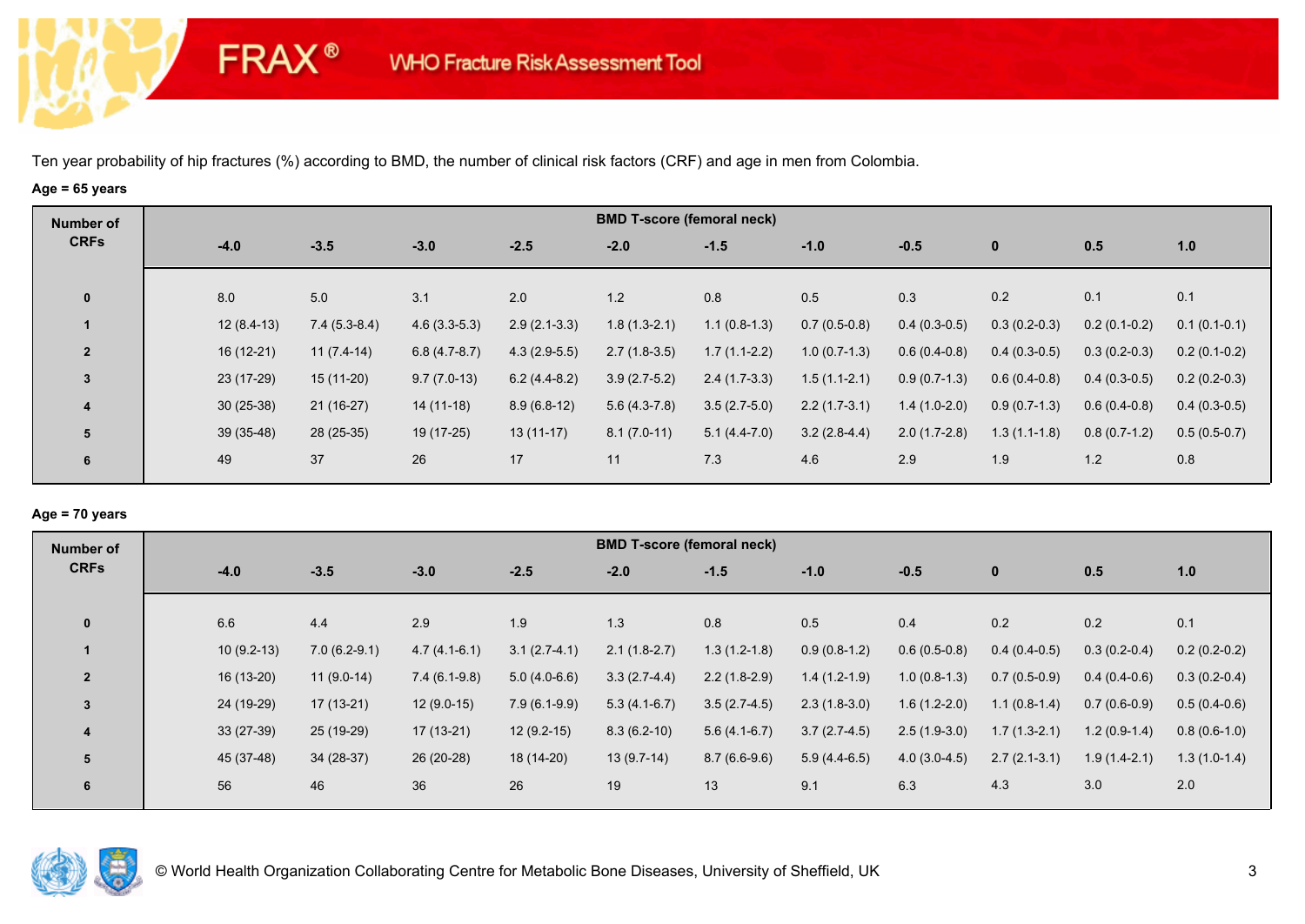FRAX® WHO Fracture Risk Assessment Tool

Ten year probability of hip fractures (%) according to BMD, the number of clinical risk factors (CRF) and age in men from Colombia.

**Age = 65 years**

| Number of CRFs | BMD T-score (femoral neck) | | | | | | | | | | |
|---|---|---|---|---|---|---|---|---|---|---|---|
| | -4.0 | -3.5 | -3.0 | -2.5 | -2.0 | -1.5 | -1.0 | -0.5 | 0 | 0.5 | 1.0 |
| 0 | 8.0 | 5.0 | 3.1 | 2.0 | 1.2 | 0.8 | 0.5 | 0.3 | 0.2 | 0.1 | 0.1 |
| 1 | 12 (8.4-13) | 7.4 (5.3-8.4) | 4.6 (3.3-5.3) | 2.9 (2.1-3.3) | 1.8 (1.3-2.1) | 1.1 (0.8-1.3) | 0.7 (0.5-0.8) | 0.4 (0.3-0.5) | 0.3 (0.2-0.3) | 0.2 (0.1-0.2) | 0.1 (0.1-0.1) |
| 2 | 16 (12-21) | 11 (7.4-14) | 6.8 (4.7-8.7) | 4.3 (2.9-5.5) | 2.7 (1.8-3.5) | 1.7 (1.1-2.2) | 1.0 (0.7-1.3) | 0.6 (0.4-0.8) | 0.4 (0.3-0.5) | 0.3 (0.2-0.3) | 0.2 (0.1-0.2) |
| 3 | 23 (17-29) | 15 (11-20) | 9.7 (7.0-13) | 6.2 (4.4-8.2) | 3.9 (2.7-5.2) | 2.4 (1.7-3.3) | 1.5 (1.1-2.1) | 0.9 (0.7-1.3) | 0.6 (0.4-0.8) | 0.4 (0.3-0.5) | 0.2 (0.2-0.3) |
| 4 | 30 (25-38) | 21 (16-27) | 14 (11-18) | 8.9 (6.8-12) | 5.6 (4.3-7.8) | 3.5 (2.7-5.0) | 2.2 (1.7-3.1) | 1.4 (1.0-2.0) | 0.9 (0.7-1.3) | 0.6 (0.4-0.8) | 0.4 (0.3-0.5) |
| 5 | 39 (35-48) | 28 (25-35) | 19 (17-25) | 13 (11-17) | 8.1 (7.0-11) | 5.1 (4.4-7.0) | 3.2 (2.8-4.4) | 2.0 (1.7-2.8) | 1.3 (1.1-1.8) | 0.8 (0.7-1.2) | 0.5 (0.5-0.7) |
| 6 | 49 | 37 | 26 | 17 | 11 | 7.3 | 4.6 | 2.9 | 1.9 | 1.2 | 0.8 |

**Age = 70 years**

| Number of CRFs | BMD T-score (femoral neck) | | | | | | | | | | |
|---|---|---|---|---|---|---|---|---|---|---|---|
| | -4.0 | -3.5 | -3.0 | -2.5 | -2.0 | -1.5 | -1.0 | -0.5 | 0 | 0.5 | 1.0 |
| 0 | 6.6 | 4.4 | 2.9 | 1.9 | 1.3 | 0.8 | 0.5 | 0.4 | 0.2 | 0.2 | 0.1 |
| 1 | 10 (9.2-13) | 7.0 (6.2-9.1) | 4.7 (4.1-6.1) | 3.1 (2.7-4.1) | 2.1 (1.8-2.7) | 1.3 (1.2-1.8) | 0.9 (0.8-1.2) | 0.6 (0.5-0.8) | 0.4 (0.4-0.5) | 0.3 (0.2-0.4) | 0.2 (0.2-0.2) |
| 2 | 16 (13-20) | 11 (9.0-14) | 7.4 (6.1-9.8) | 5.0 (4.0-6.6) | 3.3 (2.7-4.4) | 2.2 (1.8-2.9) | 1.4 (1.2-1.9) | 1.0 (0.8-1.3) | 0.7 (0.5-0.9) | 0.4 (0.4-0.6) | 0.3 (0.2-0.4) |
| 3 | 24 (19-29) | 17 (13-21) | 12 (9.0-15) | 7.9 (6.1-9.9) | 5.3 (4.1-6.7) | 3.5 (2.7-4.5) | 2.3 (1.8-3.0) | 1.6 (1.2-2.0) | 1.1 (0.8-1.4) | 0.7 (0.6-0.9) | 0.5 (0.4-0.6) |
| 4 | 33 (27-39) | 25 (19-29) | 17 (13-21) | 12 (9.2-15) | 8.3 (6.2-10) | 5.6 (4.1-6.7) | 3.7 (2.7-4.5) | 2.5 (1.9-3.0) | 1.7 (1.3-2.1) | 1.2 (0.9-1.4) | 0.8 (0.6-1.0) |
| 5 | 45 (37-48) | 34 (28-37) | 26 (20-28) | 18 (14-20) | 13 (9.7-14) | 8.7 (6.6-9.6) | 5.9 (4.4-6.5) | 4.0 (3.0-4.5) | 2.7 (2.1-3.1) | 1.9 (1.4-2.1) | 1.3 (1.0-1.4) |
| 6 | 56 | 46 | 36 | 26 | 19 | 13 | 9.1 | 6.3 | 4.3 | 3.0 | 2.0 |

© World Health Organization Collaborating Centre for Metabolic Bone Diseases, University of Sheffield, UK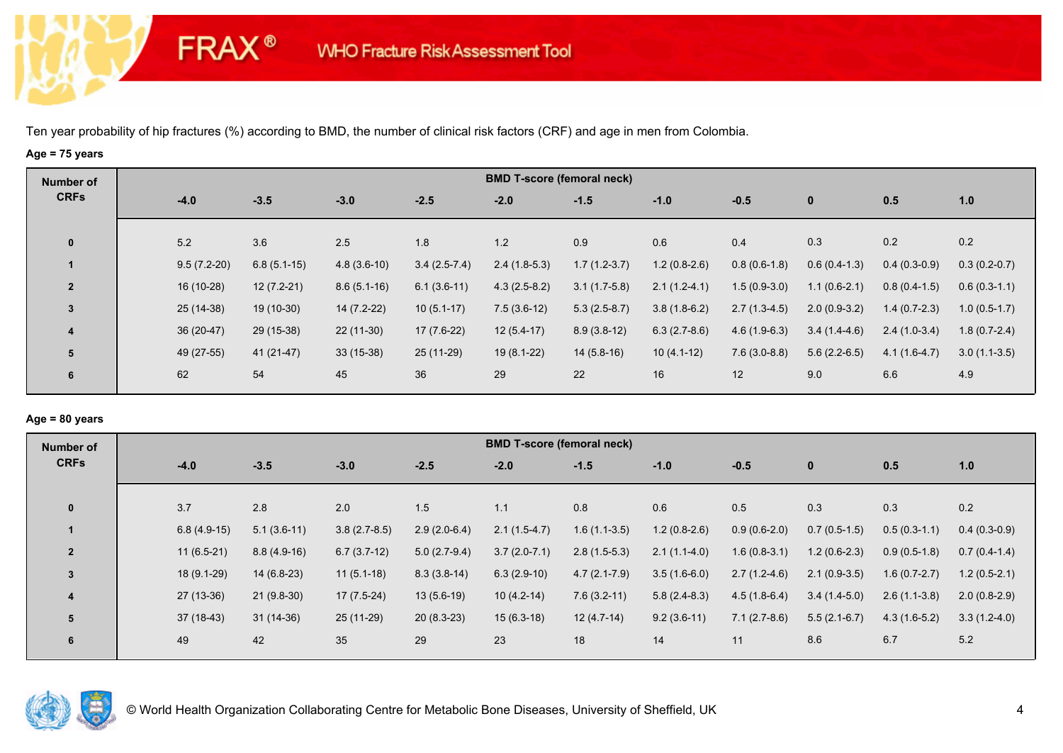Ten year probability of hip fractures (%) according to BMD, the number of clinical risk factors (CRF) and age in men from Colombia.

**Age = 75 years**

| Number of CRFs | BMD T-score (femoral neck) | | | | | | | | | | |
|---|---|---|---|---|---|---|---|---|---|---|---|
| | -4.0 | -3.5 | -3.0 | -2.5 | -2.0 | -1.5 | -1.0 | -0.5 | 0 | 0.5 | 1.0 |
| 0 | 5.2 | 3.6 | 2.5 | 1.8 | 1.2 | 0.9 | 0.6 | 0.4 | 0.3 | 0.2 | 0.2 |
| 1 | 9.5 (7.2-20) | 6.8 (5.1-15) | 4.8 (3.6-10) | 3.4 (2.5-7.4) | 2.4 (1.8-5.3) | 1.7 (1.2-3.7) | 1.2 (0.8-2.6) | 0.8 (0.6-1.8) | 0.6 (0.4-1.3) | 0.4 (0.3-0.9) | 0.3 (0.2-0.7) |
| 2 | 16 (10-28) | 12 (7.2-21) | 8.6 (5.1-16) | 6.1 (3.6-11) | 4.3 (2.5-8.2) | 3.1 (1.7-5.8) | 2.1 (1.2-4.1) | 1.5 (0.9-3.0) | 1.1 (0.6-2.1) | 0.8 (0.4-1.5) | 0.6 (0.3-1.1) |
| 3 | 25 (14-38) | 19 (10-30) | 14 (7.2-22) | 10 (5.1-17) | 7.5 (3.6-12) | 5.3 (2.5-8.7) | 3.8 (1.8-6.2) | 2.7 (1.3-4.5) | 2.0 (0.9-3.2) | 1.4 (0.7-2.3) | 1.0 (0.5-1.7) |
| 4 | 36 (20-47) | 29 (15-38) | 22 (11-30) | 17 (7.6-22) | 12 (5.4-17) | 8.9 (3.8-12) | 6.3 (2.7-8.6) | 4.6 (1.9-6.3) | 3.4 (1.4-4.6) | 2.4 (1.0-3.4) | 1.8 (0.7-2.4) |
| 5 | 49 (27-55) | 41 (21-47) | 33 (15-38) | 25 (11-29) | 19 (8.1-22) | 14 (5.8-16) | 10 (4.1-12) | 7.6 (3.0-8.8) | 5.6 (2.2-6.5) | 4.1 (1.6-4.7) | 3.0 (1.1-3.5) |
| 6 | 62 | 54 | 45 | 36 | 29 | 22 | 16 | 12 | 9.0 | 6.6 | 4.9 |

**Age = 80 years**

| Number of CRFs | BMD T-score (femoral neck) | | | | | | | | | | |
|---|---|---|---|---|---|---|---|---|---|---|---|
| | -4.0 | -3.5 | -3.0 | -2.5 | -2.0 | -1.5 | -1.0 | -0.5 | 0 | 0.5 | 1.0 |
| 0 | 3.7 | 2.8 | 2.0 | 1.5 | 1.1 | 0.8 | 0.6 | 0.5 | 0.3 | 0.3 | 0.2 |
| 1 | 6.8 (4.9-15) | 5.1 (3.6-11) | 3.8 (2.7-8.5) | 2.9 (2.0-6.4) | 2.1 (1.5-4.7) | 1.6 (1.1-3.5) | 1.2 (0.8-2.6) | 0.9 (0.6-2.0) | 0.7 (0.5-1.5) | 0.5 (0.3-1.1) | 0.4 (0.3-0.9) |
| 2 | 11 (6.5-21) | 8.8 (4.9-16) | 6.7 (3.7-12) | 5.0 (2.7-9.4) | 3.7 (2.0-7.1) | 2.8 (1.5-5.3) | 2.1 (1.1-4.0) | 1.6 (0.8-3.1) | 1.2 (0.6-2.3) | 0.9 (0.5-1.8) | 0.7 (0.4-1.4) |
| 3 | 18 (9.1-29) | 14 (6.8-23) | 11 (5.1-18) | 8.3 (3.8-14) | 6.3 (2.9-10) | 4.7 (2.1-7.9) | 3.5 (1.6-6.0) | 2.7 (1.2-4.6) | 2.1 (0.9-3.5) | 1.6 (0.7-2.7) | 1.2 (0.5-2.1) |
| 4 | 27 (13-36) | 21 (9.8-30) | 17 (7.5-24) | 13 (5.6-19) | 10 (4.2-14) | 7.6 (3.2-11) | 5.8 (2.4-8.3) | 4.5 (1.8-6.4) | 3.4 (1.4-5.0) | 2.6 (1.1-3.8) | 2.0 (0.8-2.9) |
| 5 | 37 (18-43) | 31 (14-36) | 25 (11-29) | 20 (8.3-23) | 15 (6.3-18) | 12 (4.7-14) | 9.2 (3.6-11) | 7.1 (2.7-8.6) | 5.5 (2.1-6.7) | 4.3 (1.6-5.2) | 3.3 (1.2-4.0) |
| 6 | 49 | 42 | 35 | 29 | 23 | 18 | 14 | 11 | 8.6 | 6.7 | 5.2 |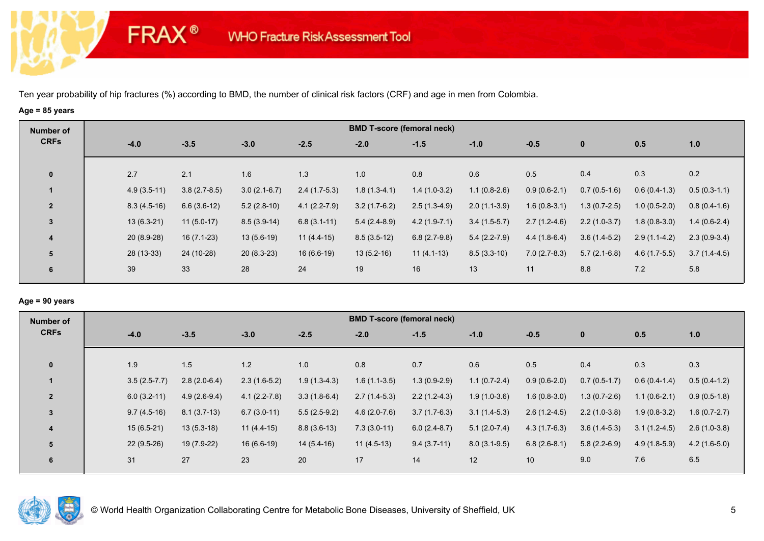FRAX® WHO Fracture Risk Assessment Tool

Ten year probability of hip fractures (%) according to BMD, the number of clinical risk factors (CRF) and age in men from Colombia.

**Age = 85 years**

| Number of CRFs | BMD T-score (femoral neck) | | | | | | | | | | |
|---|---|---|---|---|---|---|---|---|---|---|---|
| | -4.0 | -3.5 | -3.0 | -2.5 | -2.0 | -1.5 | -1.0 | -0.5 | 0 | 0.5 | 1.0 |
| 0 | 2.7 | 2.1 | 1.6 | 1.3 | 1.0 | 0.8 | 0.6 | 0.5 | 0.4 | 0.3 | 0.2 |
| 1 | 4.9 (3.5-11) | 3.8 (2.7-8.5) | 3.0 (2.1-6.7) | 2.4 (1.7-5.3) | 1.8 (1.3-4.1) | 1.4 (1.0-3.2) | 1.1 (0.8-2.6) | 0.9 (0.6-2.1) | 0.7 (0.5-1.6) | 0.6 (0.4-1.3) | 0.5 (0.3-1.1) |
| 2 | 8.3 (4.5-16) | 6.6 (3.6-12) | 5.2 (2.8-10) | 4.1 (2.2-7.9) | 3.2 (1.7-6.2) | 2.5 (1.3-4.9) | 2.0 (1.1-3.9) | 1.6 (0.8-3.1) | 1.3 (0.7-2.5) | 1.0 (0.5-2.0) | 0.8 (0.4-1.6) |
| 3 | 13 (6.3-21) | 11 (5.0-17) | 8.5 (3.9-14) | 6.8 (3.1-11) | 5.4 (2.4-8.9) | 4.2 (1.9-7.1) | 3.4 (1.5-5.7) | 2.7 (1.2-4.6) | 2.2 (1.0-3.7) | 1.8 (0.8-3.0) | 1.4 (0.6-2.4) |
| 4 | 20 (8.9-28) | 16 (7.1-23) | 13 (5.6-19) | 11 (4.4-15) | 8.5 (3.5-12) | 6.8 (2.7-9.8) | 5.4 (2.2-7.9) | 4.4 (1.8-6.4) | 3.6 (1.4-5.2) | 2.9 (1.1-4.2) | 2.3 (0.9-3.4) |
| 5 | 28 (13-33) | 24 (10-28) | 20 (8.3-23) | 16 (6.6-19) | 13 (5.2-16) | 11 (4.1-13) | 8.5 (3.3-10) | 7.0 (2.7-8.3) | 5.7 (2.1-6.8) | 4.6 (1.7-5.5) | 3.7 (1.4-4.5) |
| 6 | 39 | 33 | 28 | 24 | 19 | 16 | 13 | 11 | 8.8 | 7.2 | 5.8 |

**Age = 90 years**

| Number of CRFs | BMD T-score (femoral neck) | | | | | | | | | | |
|---|---|---|---|---|---|---|---|---|---|---|---|
| | -4.0 | -3.5 | -3.0 | -2.5 | -2.0 | -1.5 | -1.0 | -0.5 | 0 | 0.5 | 1.0 |
| 0 | 1.9 | 1.5 | 1.2 | 1.0 | 0.8 | 0.7 | 0.6 | 0.5 | 0.4 | 0.3 | 0.3 |
| 1 | 3.5 (2.5-7.7) | 2.8 (2.0-6.4) | 2.3 (1.6-5.2) | 1.9 (1.3-4.3) | 1.6 (1.1-3.5) | 1.3 (0.9-2.9) | 1.1 (0.7-2.4) | 0.9 (0.6-2.0) | 0.7 (0.5-1.7) | 0.6 (0.4-1.4) | 0.5 (0.4-1.2) |
| 2 | 6.0 (3.2-11) | 4.9 (2.6-9.4) | 4.1 (2.2-7.8) | 3.3 (1.8-6.4) | 2.7 (1.4-5.3) | 2.2 (1.2-4.3) | 1.9 (1.0-3.6) | 1.6 (0.8-3.0) | 1.3 (0.7-2.6) | 1.1 (0.6-2.1) | 0.9 (0.5-1.8) |
| 3 | 9.7 (4.5-16) | 8.1 (3.7-13) | 6.7 (3.0-11) | 5.5 (2.5-9.2) | 4.6 (2.0-7.6) | 3.7 (1.7-6.3) | 3.1 (1.4-5.3) | 2.6 (1.2-4.5) | 2.2 (1.0-3.8) | 1.9 (0.8-3.2) | 1.6 (0.7-2.7) |
| 4 | 15 (6.5-21) | 13 (5.3-18) | 11 (4.4-15) | 8.8 (3.6-13) | 7.3 (3.0-11) | 6.0 (2.4-8.7) | 5.1 (2.0-7.4) | 4.3 (1.7-6.3) | 3.6 (1.4-5.3) | 3.1 (1.2-4.5) | 2.6 (1.0-3.8) |
| 5 | 22 (9.5-26) | 19 (7.9-22) | 16 (6.6-19) | 14 (5.4-16) | 11 (4.5-13) | 9.4 (3.7-11) | 8.0 (3.1-9.5) | 6.8 (2.6-8.1) | 5.8 (2.2-6.9) | 4.9 (1.8-5.9) | 4.2 (1.6-5.0) |
| 6 | 31 | 27 | 23 | 20 | 17 | 14 | 12 | 10 | 9.0 | 7.6 | 6.5 |

© World Health Organization Collaborating Centre for Metabolic Bone Diseases, University of Sheffield, UK